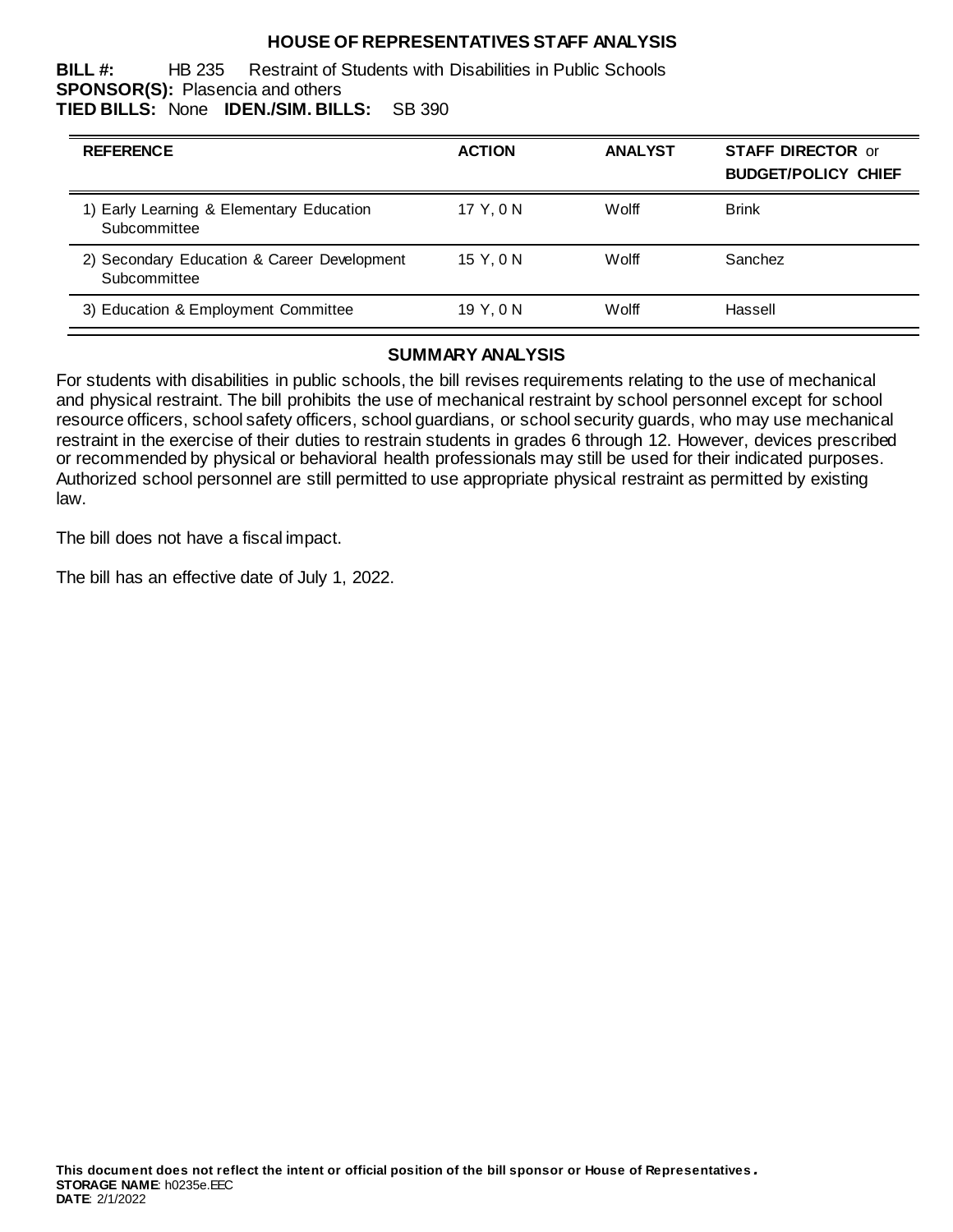# HOUSE OF REPRESENTATIVES STAFF ANALYSIS

**BILL #:** HB 235 Restraint of Students with Disabilities in Public Schools
**SPONSOR(S):** Plasencia and others
**TIED BILLS:** None **IDEN./SIM. BILLS:** SB 390

| REFERENCE | ACTION | ANALYST | STAFF DIRECTOR or BUDGET/POLICY CHIEF |
|---|---|---|---|
| 1) Early Learning & Elementary Education Subcommittee | 17 Y, 0 N | Wolff | Brink |
| 2) Secondary Education & Career Development Subcommittee | 15 Y, 0 N | Wolff | Sanchez |
| 3) Education & Employment Committee | 19 Y, 0 N | Wolff | Hassell |

## SUMMARY ANALYSIS

For students with disabilities in public schools, the bill revises requirements relating to the use of mechanical and physical restraint. The bill prohibits the use of mechanical restraint by school personnel except for school resource officers, school safety officers, school guardians, or school security guards, who may use mechanical restraint in the exercise of their duties to restrain students in grades 6 through 12. However, devices prescribed or recommended by physical or behavioral health professionals may still be used for their indicated purposes. Authorized school personnel are still permitted to use appropriate physical restraint as permitted by existing law.

The bill does not have a fiscal impact.

The bill has an effective date of July 1, 2022.

**This document does not reflect the intent or official position of the bill sponsor or House of Representatives.**
**STORAGE NAME**: h0235e.EEC
**DATE**: 2/1/2022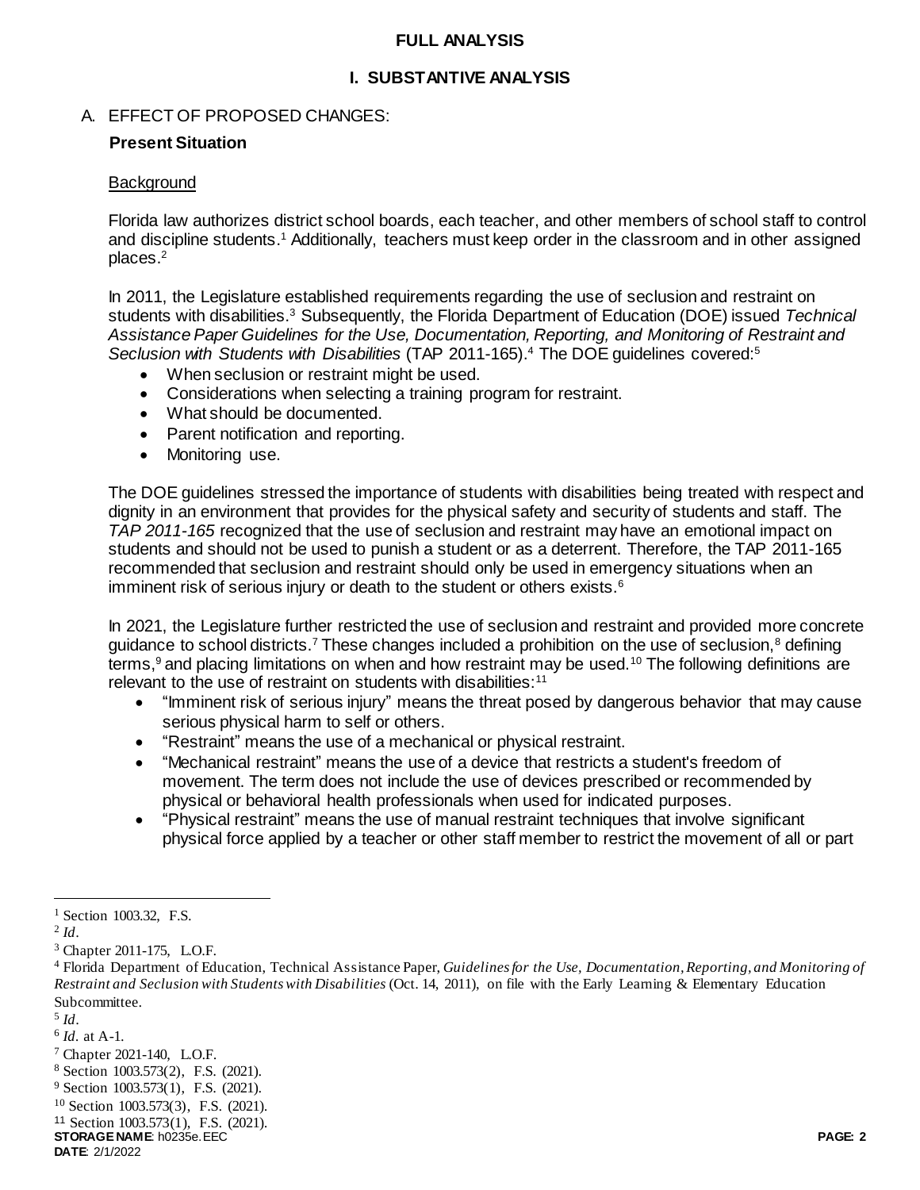# FULL ANALYSIS

## I. SUBSTANTIVE ANALYSIS

### A. EFFECT OF PROPOSED CHANGES:

**Present Situation**

Background

Florida law authorizes district school boards, each teacher, and other members of school staff to control and discipline students.[1] Additionally, teachers must keep order in the classroom and in other assigned places.[2]

In 2011, the Legislature established requirements regarding the use of seclusion and restraint on students with disabilities.[3] Subsequently, the Florida Department of Education (DOE) issued *Technical Assistance Paper Guidelines for the Use, Documentation, Reporting, and Monitoring of Restraint and Seclusion with Students with Disabilities* (TAP 2011-165).[4] The DOE guidelines covered:[5]

- When seclusion or restraint might be used.
- Considerations when selecting a training program for restraint.
- What should be documented.
- Parent notification and reporting.
- Monitoring use.

The DOE guidelines stressed the importance of students with disabilities being treated with respect and dignity in an environment that provides for the physical safety and security of students and staff. The *TAP 2011-165* recognized that the use of seclusion and restraint may have an emotional impact on students and should not be used to punish a student or as a deterrent. Therefore, the TAP 2011-165 recommended that seclusion and restraint should only be used in emergency situations when an imminent risk of serious injury or death to the student or others exists.[6]

In 2021, the Legislature further restricted the use of seclusion and restraint and provided more concrete guidance to school districts.[7] These changes included a prohibition on the use of seclusion,[8] defining terms,[9] and placing limitations on when and how restraint may be used.[10] The following definitions are relevant to the use of restraint on students with disabilities:[11]

- "Imminent risk of serious injury" means the threat posed by dangerous behavior that may cause serious physical harm to self or others.
- "Restraint" means the use of a mechanical or physical restraint.
- "Mechanical restraint" means the use of a device that restricts a student's freedom of movement. The term does not include the use of devices prescribed or recommended by physical or behavioral health professionals when used for indicated purposes.
- "Physical restraint" means the use of manual restraint techniques that involve significant physical force applied by a teacher or other staff member to restrict the movement of all or part

---

[1] Section 1003.32, F.S.

[2] *Id*.

[3] Chapter 2011-175, L.O.F.

[4] Florida Department of Education, Technical Assistance Paper, *Guidelines for the Use, Documentation, Reporting, and Monitoring of Restraint and Seclusion with Students with Disabilities* (Oct. 14, 2011), on file with the Early Learning & Elementary Education Subcommittee.

[5] *Id*.

[6] *Id*. at A-1.

[7] Chapter 2021-140, L.O.F.

[8] Section 1003.573(2), F.S. (2021).

[9] Section 1003.573(1), F.S. (2021).

[10] Section 1003.573(3), F.S. (2021).

[11] Section 1003.573(1), F.S. (2021).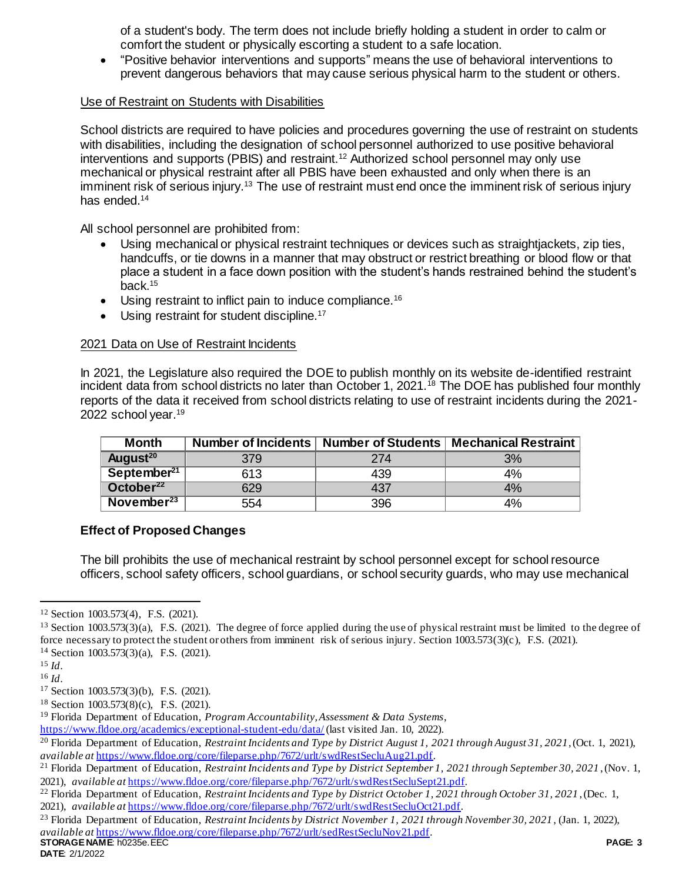of a student's body. The term does not include briefly holding a student in order to calm or comfort the student or physically escorting a student to a safe location.

- "Positive behavior interventions and supports" means the use of behavioral interventions to prevent dangerous behaviors that may cause serious physical harm to the student or others.

Use of Restraint on Students with Disabilities

School districts are required to have policies and procedures governing the use of restraint on students with disabilities, including the designation of school personnel authorized to use positive behavioral interventions and supports (PBIS) and restraint.[12] Authorized school personnel may only use mechanical or physical restraint after all PBIS have been exhausted and only when there is an imminent risk of serious injury.[13] The use of restraint must end once the imminent risk of serious injury has ended.[14]

All school personnel are prohibited from:

- Using mechanical or physical restraint techniques or devices such as straightjackets, zip ties, handcuffs, or tie downs in a manner that may obstruct or restrict breathing or blood flow or that place a student in a face down position with the student's hands restrained behind the student's back.[15]
- Using restraint to inflict pain to induce compliance.[16]
- Using restraint for student discipline.[17]

2021 Data on Use of Restraint Incidents

In 2021, the Legislature also required the DOE to publish monthly on its website de-identified restraint incident data from school districts no later than October 1, 2021.[18] The DOE has published four monthly reports of the data it received from school districts relating to use of restraint incidents during the 2021-2022 school year.[19]

| Month | Number of Incidents | Number of Students | Mechanical Restraint |
|---|---|---|---|
| August[20] | 379 | 274 | 3% |
| September[21] | 613 | 439 | 4% |
| October[22] | 629 | 437 | 4% |
| November[23] | 554 | 396 | 4% |

**Effect of Proposed Changes**

The bill prohibits the use of mechanical restraint by school personnel except for school resource officers, school safety officers, school guardians, or school security guards, who may use mechanical

---

[12] Section 1003.573(4), F.S. (2021).

[13] Section 1003.573(3)(a), F.S. (2021). The degree of force applied during the use of physical restraint must be limited to the degree of force necessary to protect the student or others from imminent risk of serious injury. Section 1003.573(3)(c), F.S. (2021).

[14] Section 1003.573(3)(a), F.S. (2021).

[15] *Id*.

[16] *Id*.

[17] Section 1003.573(3)(b), F.S. (2021).

[18] Section 1003.573(8)(c), F.S. (2021).

[19] Florida Department of Education, *Program Accountability, Assessment & Data Systems*, https://www.fldoe.org/academics/exceptional-student-edu/data/ (last visited Jan. 10, 2022).

[20] Florida Department of Education, *Restraint Incidents and Type by District August 1, 2021 through August 31, 2021*, (Oct. 1, 2021), *available at* https://www.fldoe.org/core/fileparse.php/7672/urlt/swdRestSecluAug21.pdf.

[21] Florida Department of Education, *Restraint Incidents and Type by District September 1, 2021 through September 30, 2021*, (Nov. 1, 2021), *available at* https://www.fldoe.org/core/fileparse.php/7672/urlt/swdRestSecluSept21.pdf.

[22] Florida Department of Education, *Restraint Incidents and Type by District October 1, 2021 through October 31, 2021*, (Dec. 1, 2021), *available at* https://www.fldoe.org/core/fileparse.php/7672/urlt/swdRestSecluOct21.pdf.

[23] Florida Department of Education, *Restraint Incidents by District November 1, 2021 through November 30, 2021*, (Jan. 1, 2022), *available at* https://www.fldoe.org/core/fileparse.php/7672/urlt/sedRestSecluNov21.pdf.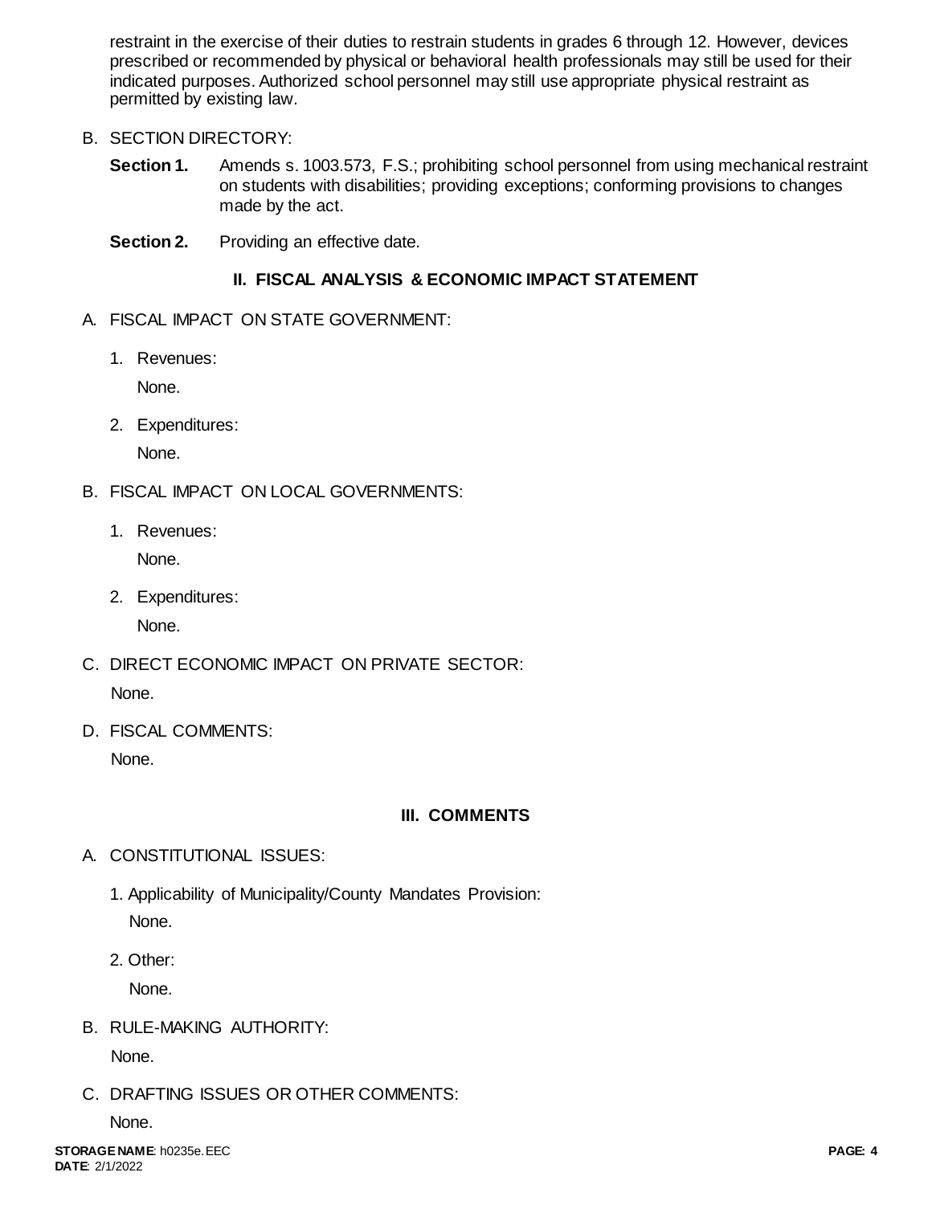restraint in the exercise of their duties to restrain students in grades 6 through 12. However, devices prescribed or recommended by physical or behavioral health professionals may still be used for their indicated purposes. Authorized school personnel may still use appropriate physical restraint as permitted by existing law.

B. SECTION DIRECTORY:

**Section 1.** Amends s. 1003.573, F.S.; prohibiting school personnel from using mechanical restraint on students with disabilities; providing exceptions; conforming provisions to changes made by the act.

**Section 2.** Providing an effective date.

## II. FISCAL ANALYSIS & ECONOMIC IMPACT STATEMENT

A. FISCAL IMPACT ON STATE GOVERNMENT:

1. Revenues:

   None.

2. Expenditures:

   None.

B. FISCAL IMPACT ON LOCAL GOVERNMENTS:

1. Revenues:

   None.

2. Expenditures:

   None.

C. DIRECT ECONOMIC IMPACT ON PRIVATE SECTOR:

None.

D. FISCAL COMMENTS:

None.

## III. COMMENTS

A. CONSTITUTIONAL ISSUES:

1. Applicability of Municipality/County Mandates Provision:

   None.

2. Other:

   None.

B. RULE-MAKING AUTHORITY:

None.

C. DRAFTING ISSUES OR OTHER COMMENTS:

None.

**STORAGE NAME**: h0235e.EEC
**DATE**: 2/1/2022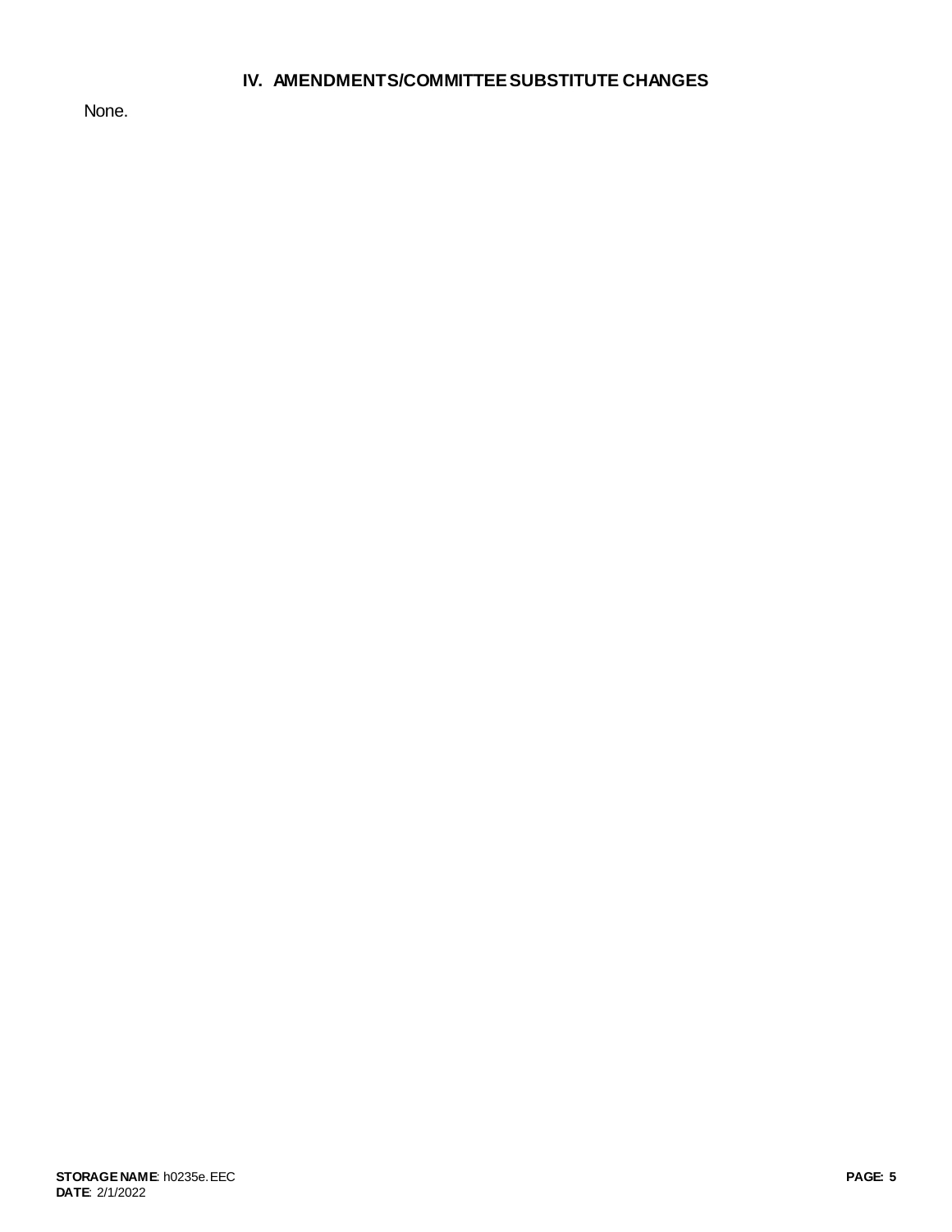## IV. AMENDMENTS/COMMITTEE SUBSTITUTE CHANGES

None.